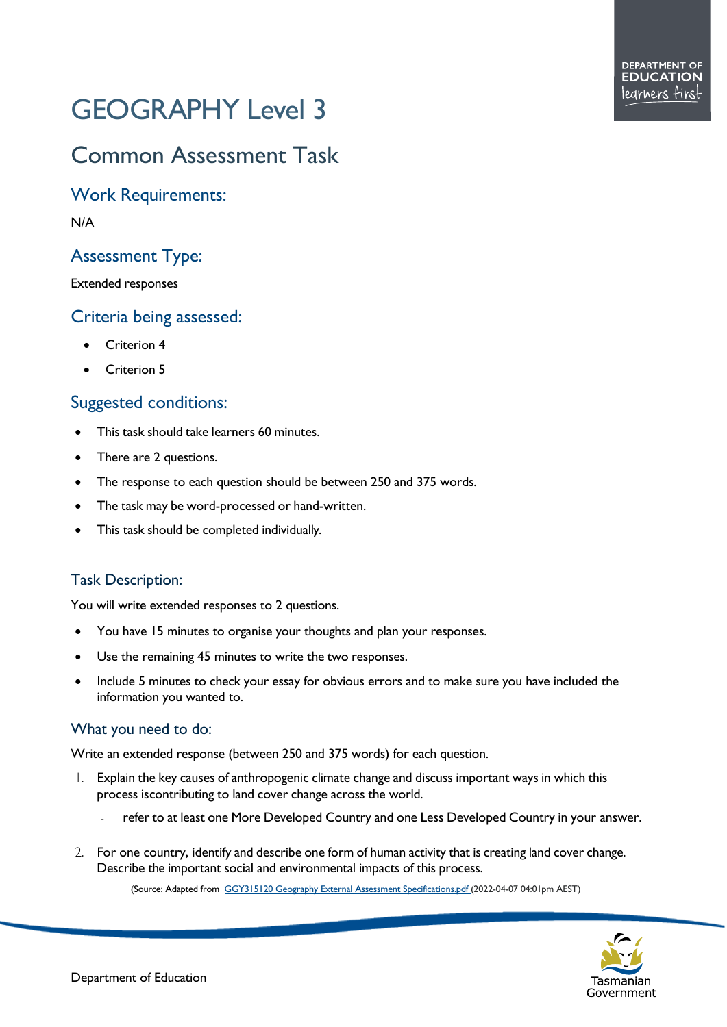# GEOGRAPHY Level 3

## Common Assessment Task

### Work Requirements:

N/A

### Assessment Type:

Extended responses

### Criteria being assessed:

- Criterion 4
- Criterion 5

### Suggested conditions:

- This task should take learners 60 minutes.
- There are 2 questions.
- The response to each question should be between 250 and 375 words.
- The task may be word-processed or hand-written.
- This task should be completed individually.

---

### Task Description:

You will write extended responses to 2 questions.

- You have 15 minutes to organise your thoughts and plan your responses.
- Use the remaining 45 minutes to write the two responses.
- Include 5 minutes to check your essay for obvious errors and to make sure you have included the information you wanted to.

### What you need to do:

Write an extended response (between 250 and 375 words) for each question.

1. Explain the key causes of anthropogenic climate change and discuss important ways in which this process iscontributing to land cover change across the world.
   - refer to at least one More Developed Country and one Less Developed Country in your answer.

2. For one country, identify and describe one form of human activity that is creating land cover change. Describe the important social and environmental impacts of this process.

(Source: Adapted from GGY315120 Geography External Assessment Specifications.pdf (2022-04-07 04:01pm AEST)

Department of Education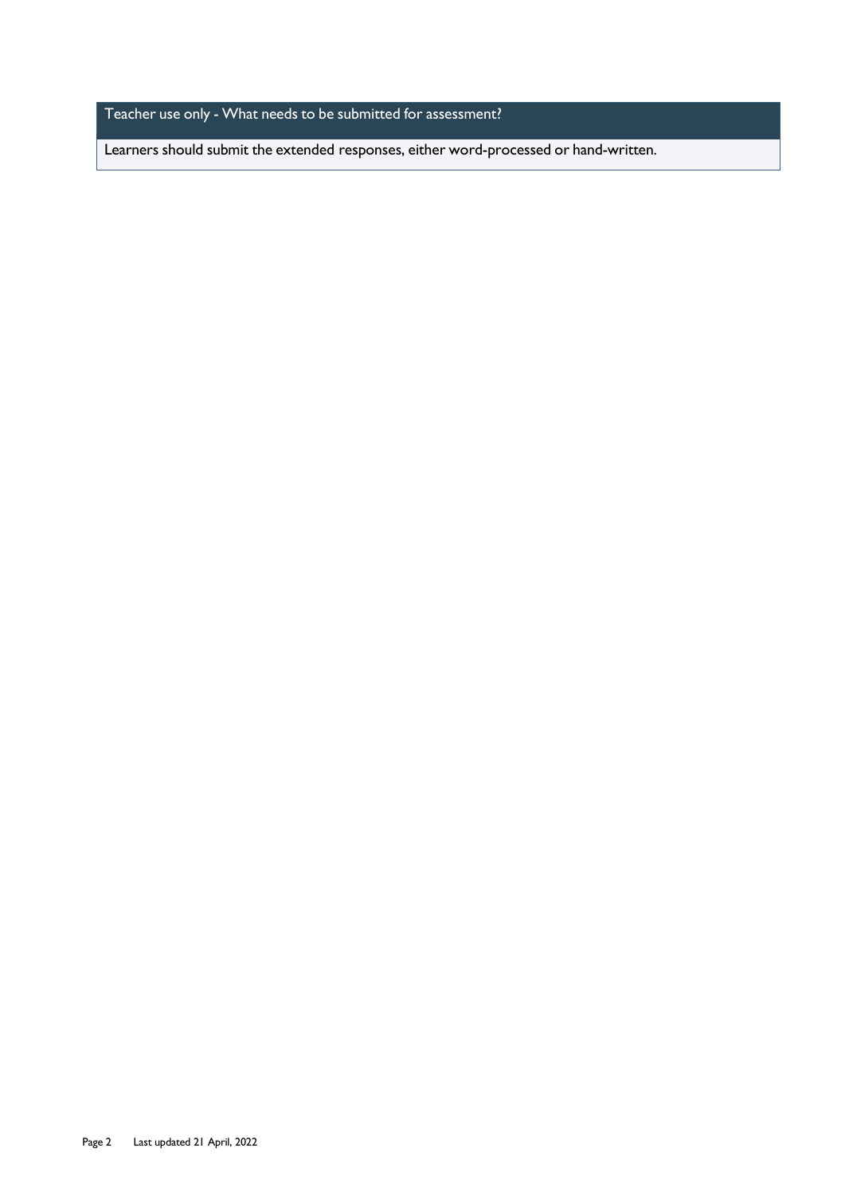| Teacher use only - What needs to be submitted for assessment? |
| --- |
| Learners should submit the extended responses, either word-processed or hand-written. |